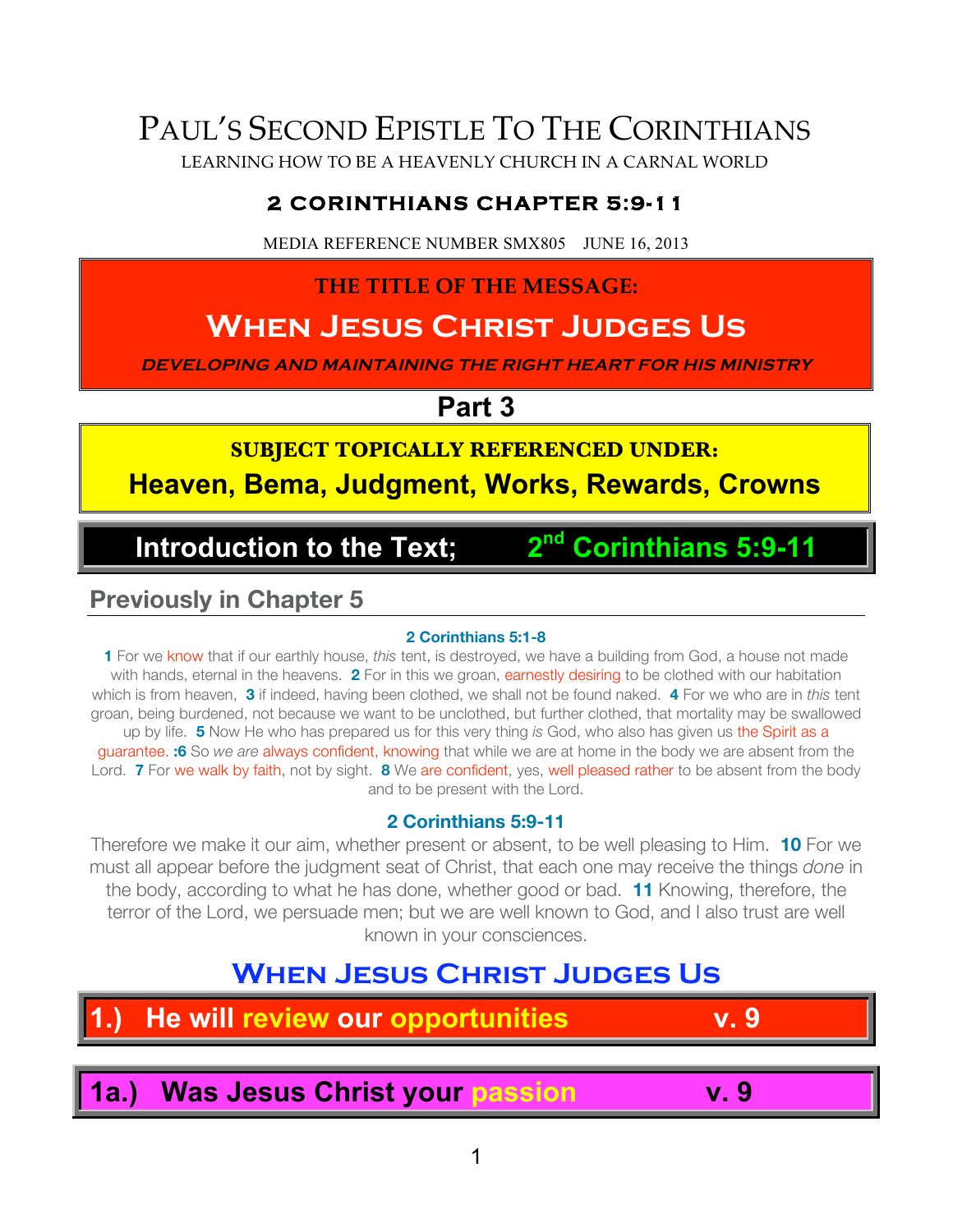# Paul's Second Epistle To The Corinthians

LEARNING HOW TO BE A HEAVENLY CHURCH IN A CARNAL WORLD

## 2 Corinthians Chapter 5:9-11

MEDIA REFERENCE NUMBER SMX805    JUNE 16, 2013

**THE TITLE OF THE MESSAGE:**

# When Jesus Christ Judges Us

***DEVELOPING AND MAINTAINING THE RIGHT HEART FOR HIS MINISTRY***

## Part 3

**SUBJECT TOPICALLY REFERENCED UNDER:**

**Heaven, Bema, Judgment, Works, Rewards, Crowns**

## Introduction to the Text;    2nd Corinthians 5:9-11

### Previously in Chapter 5

**2 Corinthians 5:1-8**

**1** For we know that if our earthly house, *this* tent, is destroyed, we have a building from God, a house not made with hands, eternal in the heavens. **2** For in this we groan, earnestly desiring to be clothed with our habitation which is from heaven, **3** if indeed, having been clothed, we shall not be found naked. **4** For we who are in *this* tent groan, being burdened, not because we want to be unclothed, but further clothed, that mortality may be swallowed up by life. **5** Now He who has prepared us for this very thing *is* God, who also has given us the Spirit as a guarantee. **:6** So *we are* always confident, knowing that while we are at home in the body we are absent from the Lord. **7** For we walk by faith, not by sight. **8** We are confident, yes, well pleased rather to be absent from the body and to be present with the Lord.

**2 Corinthians 5:9-11**

Therefore we make it our aim, whether present or absent, to be well pleasing to Him. **10** For we must all appear before the judgment seat of Christ, that each one may receive the things *done* in the body, according to what he has done, whether good or bad. **11** Knowing, therefore, the terror of the Lord, we persuade men; but we are well known to God, and I also trust are well known in your consciences.

## When Jesus Christ Judges Us

### 1.) He will review our opportunities    v. 9

### 1a.) Was Jesus Christ your passion    v. 9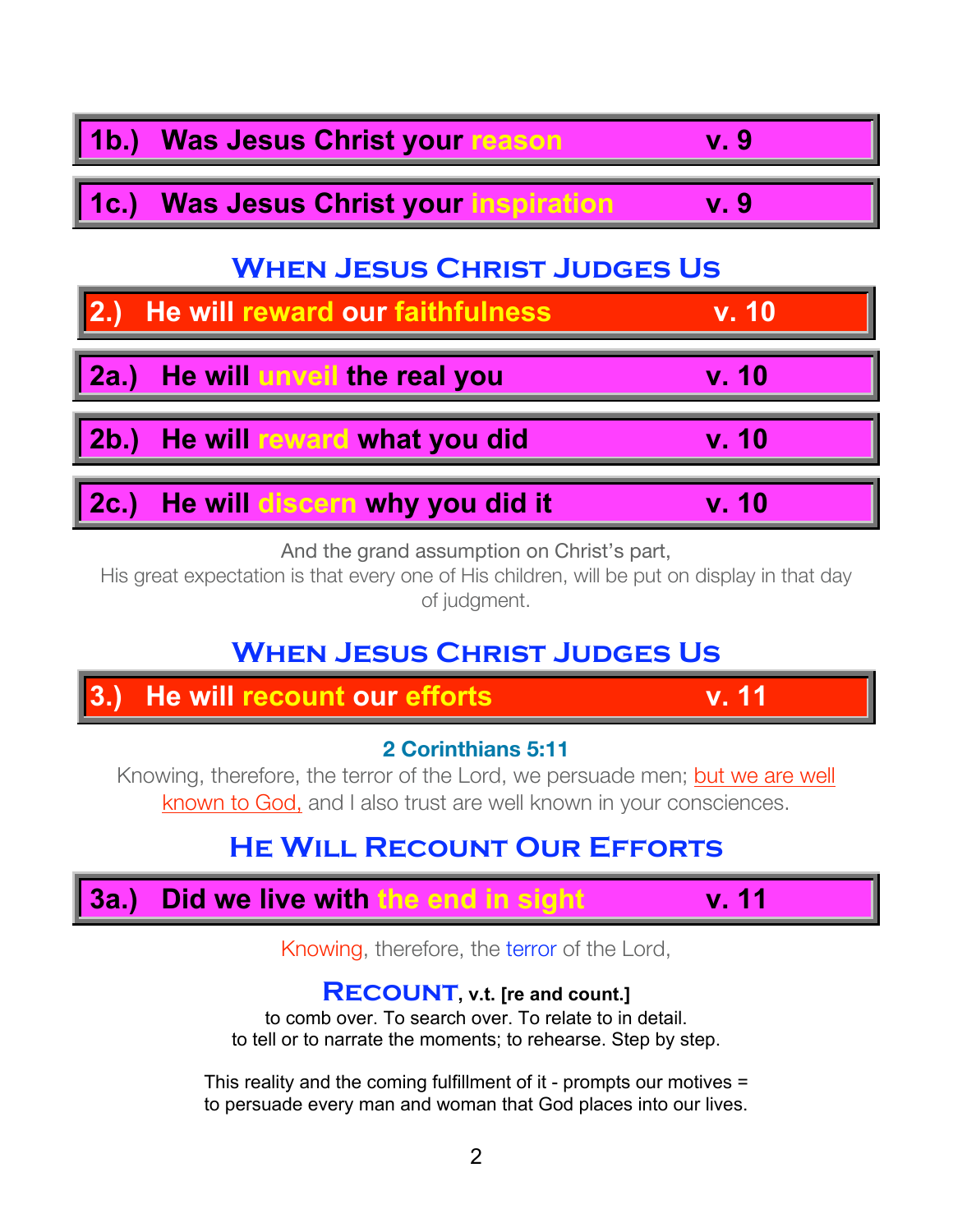**1b.) Was Jesus Christ your reason v. 9**

**1c.) Was Jesus Christ your inspiration v. 9**

## When Jesus Christ Judges Us

**2.) He will reward our faithfulness v. 10**

**2a.) He will unveil the real you v. 10**

**2b.) He will reward what you did v. 10**

**2c.) He will discern why you did it v. 10**

And the grand assumption on Christ's part,
His great expectation is that every one of His children, will be put on display in that day of judgment.

## When Jesus Christ Judges Us

**3.) He will recount our efforts v. 11**

**2 Corinthians 5:11**

Knowing, therefore, the terror of the Lord, we persuade men; but we are well known to God, and I also trust are well known in your consciences.

## He Will Recount Our Efforts

**3a.) Did we live with the end in sight v. 11**

Knowing, therefore, the terror of the Lord,

**Recount, v.t. [re and count.]**
to comb over. To search over. To relate to in detail.
to tell or to narrate the moments; to rehearse. Step by step.

This reality and the coming fulfillment of it - prompts our motives =
to persuade every man and woman that God places into our lives.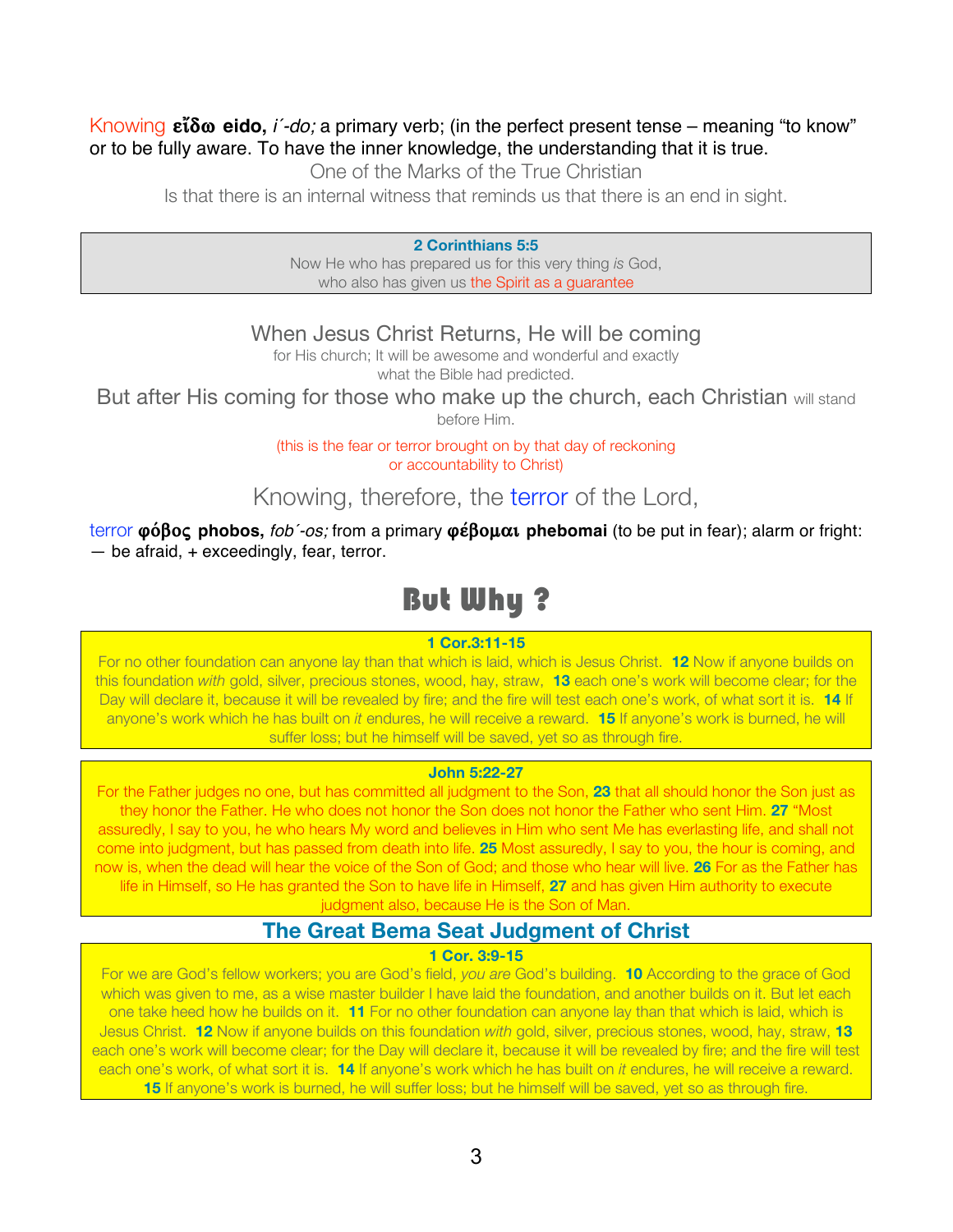Knowing **εἴδω eido,** *i´-do;* a primary verb; (in the perfect present tense – meaning "to know" or to be fully aware. To have the inner knowledge, the understanding that it is true.

One of the Marks of the True Christian

Is that there is an internal witness that reminds us that there is an end in sight.

> **2 Corinthians 5:5**
> Now He who has prepared us for this very thing *is* God,
> who also has given us the Spirit as a guarantee

When Jesus Christ Returns, He will be coming

for His church; It will be awesome and wonderful and exactly what the Bible had predicted.

But after His coming for those who make up the church, each Christian will stand before Him.

(this is the fear or terror brought on by that day of reckoning or accountability to Christ)

Knowing, therefore, the terror of the Lord,

terror **φόβος phobos,** *fob´-os;* from a primary **φέβομαι phebomai** (to be put in fear); alarm or fright: — be afraid, + exceedingly, fear, terror.

# But Why ?

> **1 Cor.3:11-15**
> For no other foundation can anyone lay than that which is laid, which is Jesus Christ. **12** Now if anyone builds on this foundation *with* gold, silver, precious stones, wood, hay, straw, **13** each one's work will become clear; for the Day will declare it, because it will be revealed by fire; and the fire will test each one's work, of what sort it is. **14** If anyone's work which he has built on *it* endures, he will receive a reward. **15** If anyone's work is burned, he will suffer loss; but he himself will be saved, yet so as through fire.

> **John 5:22-27**
> For the Father judges no one, but has committed all judgment to the Son, **23** that all should honor the Son just as they honor the Father. He who does not honor the Son does not honor the Father who sent Him. **27** "Most assuredly, I say to you, he who hears My word and believes in Him who sent Me has everlasting life, and shall not come into judgment, but has passed from death into life. **25** Most assuredly, I say to you, the hour is coming, and now is, when the dead will hear the voice of the Son of God; and those who hear will live. **26** For as the Father has life in Himself, so He has granted the Son to have life in Himself, **27** and has given Him authority to execute judgment also, because He is the Son of Man.

## The Great Bema Seat Judgment of Christ

> **1 Cor. 3:9-15**
> For we are God's fellow workers; you are God's field, *you are* God's building. **10** According to the grace of God which was given to me, as a wise master builder I have laid the foundation, and another builds on it. But let each one take heed how he builds on it. **11** For no other foundation can anyone lay than that which is laid, which is Jesus Christ. **12** Now if anyone builds on this foundation *with* gold, silver, precious stones, wood, hay, straw, **13** each one's work will become clear; for the Day will declare it, because it will be revealed by fire; and the fire will test each one's work, of what sort it is. **14** If anyone's work which he has built on *it* endures, he will receive a reward. **15** If anyone's work is burned, he will suffer loss; but he himself will be saved, yet so as through fire.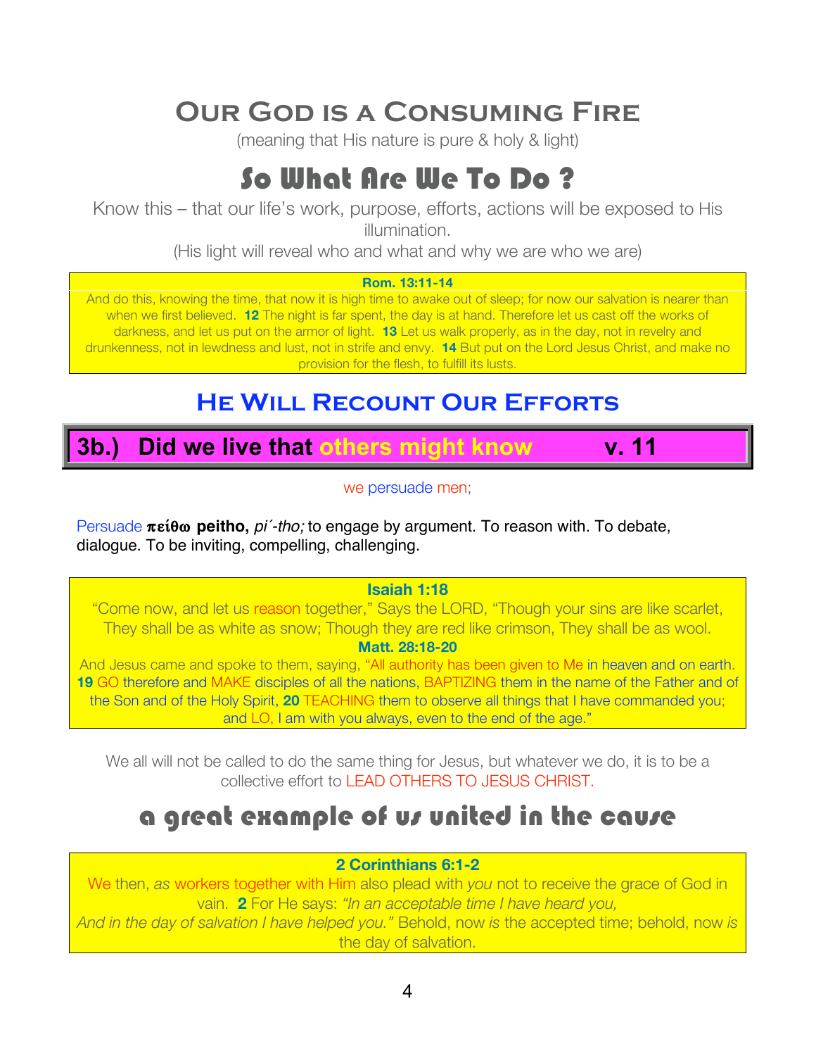# Our God is a Consuming Fire

(meaning that His nature is pure & holy & light)

# So What Are We To Do ?

Know this – that our life's work, purpose, efforts, actions will be exposed to His illumination.

(His light will reveal who and what and why we are who we are)

**Rom. 13:11-14**

And do this, knowing the time, that now it is high time to awake out of sleep; for now our salvation is nearer than when we first believed. **12** The night is far spent, the day is at hand. Therefore let us cast off the works of darkness, and let us put on the armor of light. **13** Let us walk properly, as in the day, not in revelry and drunkenness, not in lewdness and lust, not in strife and envy. **14** But put on the Lord Jesus Christ, and make no provision for the flesh, to fulfill its lusts.

## He Will Recount Our Efforts

### 3b.) Did we live that others might know v. 11

we persuade men;

Persuade **πείθω peitho,** *pi´-tho;* to engage by argument. To reason with. To debate, dialogue. To be inviting, compelling, challenging.

**Isaiah 1:18**

"Come now, and let us reason together," Says the LORD, "Though your sins are like scarlet, They shall be as white as snow; Though they are red like crimson, They shall be as wool.

**Matt. 28:18-20**

And Jesus came and spoke to them, saying, "All authority has been given to Me in heaven and on earth. **19** GO therefore and MAKE disciples of all the nations, BAPTIZING them in the name of the Father and of the Son and of the Holy Spirit, **20** TEACHING them to observe all things that I have commanded you; and LO, I am with you always, even to the end of the age."

We all will not be called to do the same thing for Jesus, but whatever we do, it is to be a collective effort to LEAD OTHERS TO JESUS CHRIST.

## a great example of us united in the cause

**2 Corinthians 6:1-2**

We then, *as* workers together with Him also plead with *you* not to receive the grace of God in vain. **2** For He says: *"In an acceptable time I have heard you, And in the day of salvation I have helped you."* Behold, now *is* the accepted time; behold, now *is* the day of salvation.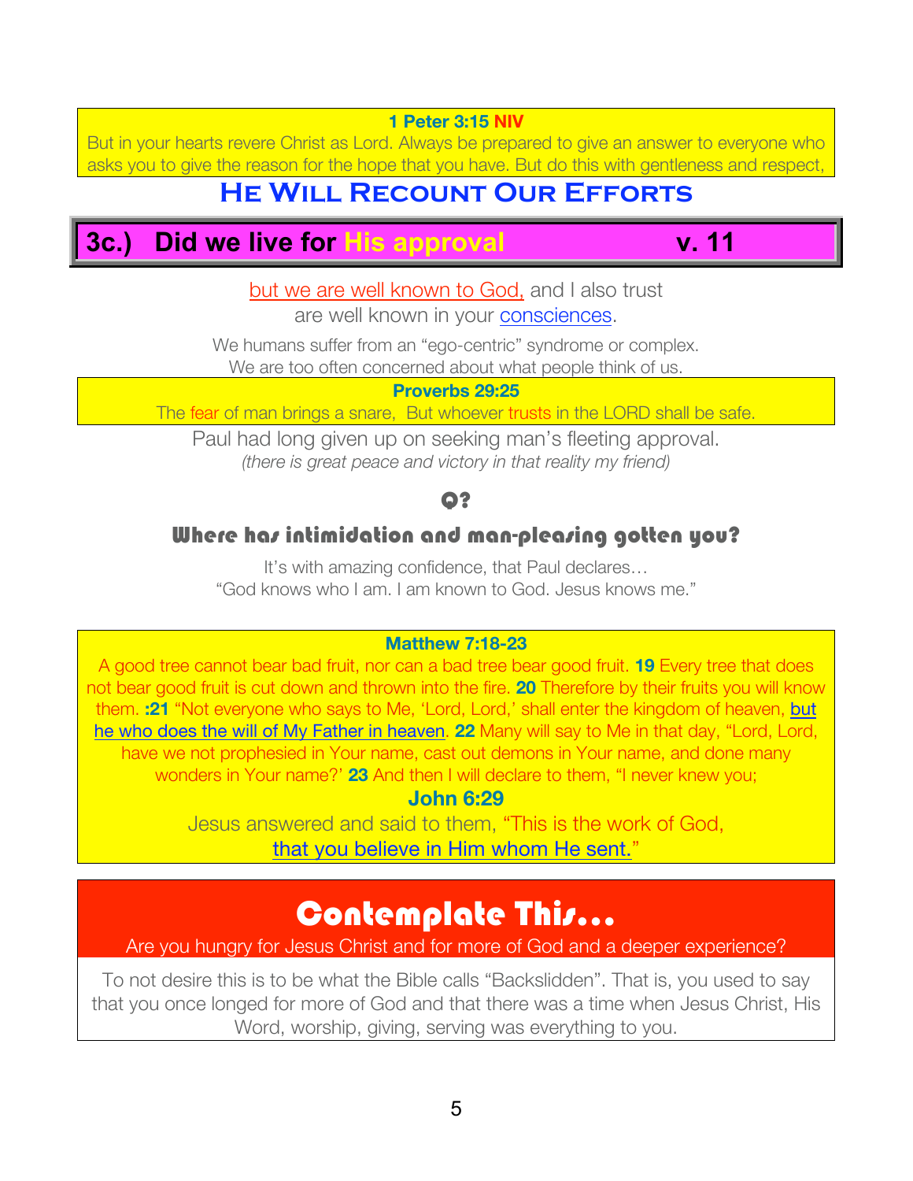**1 Peter 3:15 NIV**

But in your hearts revere Christ as Lord. Always be prepared to give an answer to everyone who asks you to give the reason for the hope that you have. But do this with gentleness and respect,

## He Will Recount Our Efforts

### 3c.) Did we live for His approval v. 11

but we are well known to God, and I also trust are well known in your consciences.

We humans suffer from an "ego-centric" syndrome or complex.
We are too often concerned about what people think of us.

**Proverbs 29:25**

The fear of man brings a snare, But whoever trusts in the LORD shall be safe.

Paul had long given up on seeking man's fleeting approval.
*(there is great peace and victory in that reality my friend)*

**Q?**

**Where has intimidation and man-pleasing gotten you?**

It's with amazing confidence, that Paul declares…
"God knows who I am. I am known to God. Jesus knows me."

**Matthew 7:18-23**

A good tree cannot bear bad fruit, nor can a bad tree bear good fruit. **19** Every tree that does not bear good fruit is cut down and thrown into the fire. **20** Therefore by their fruits you will know them. **:21** "Not everyone who says to Me, 'Lord, Lord,' shall enter the kingdom of heaven, but he who does the will of My Father in heaven. **22** Many will say to Me in that day, "Lord, Lord, have we not prophesied in Your name, cast out demons in Your name, and done many wonders in Your name?' **23** And then I will declare to them, "I never knew you;

**John 6:29**

Jesus answered and said to them, "This is the work of God, that you believe in Him whom He sent."

## Contemplate This…

Are you hungry for Jesus Christ and for more of God and a deeper experience?

To not desire this is to be what the Bible calls "Backslidden". That is, you used to say that you once longed for more of God and that there was a time when Jesus Christ, His Word, worship, giving, serving was everything to you.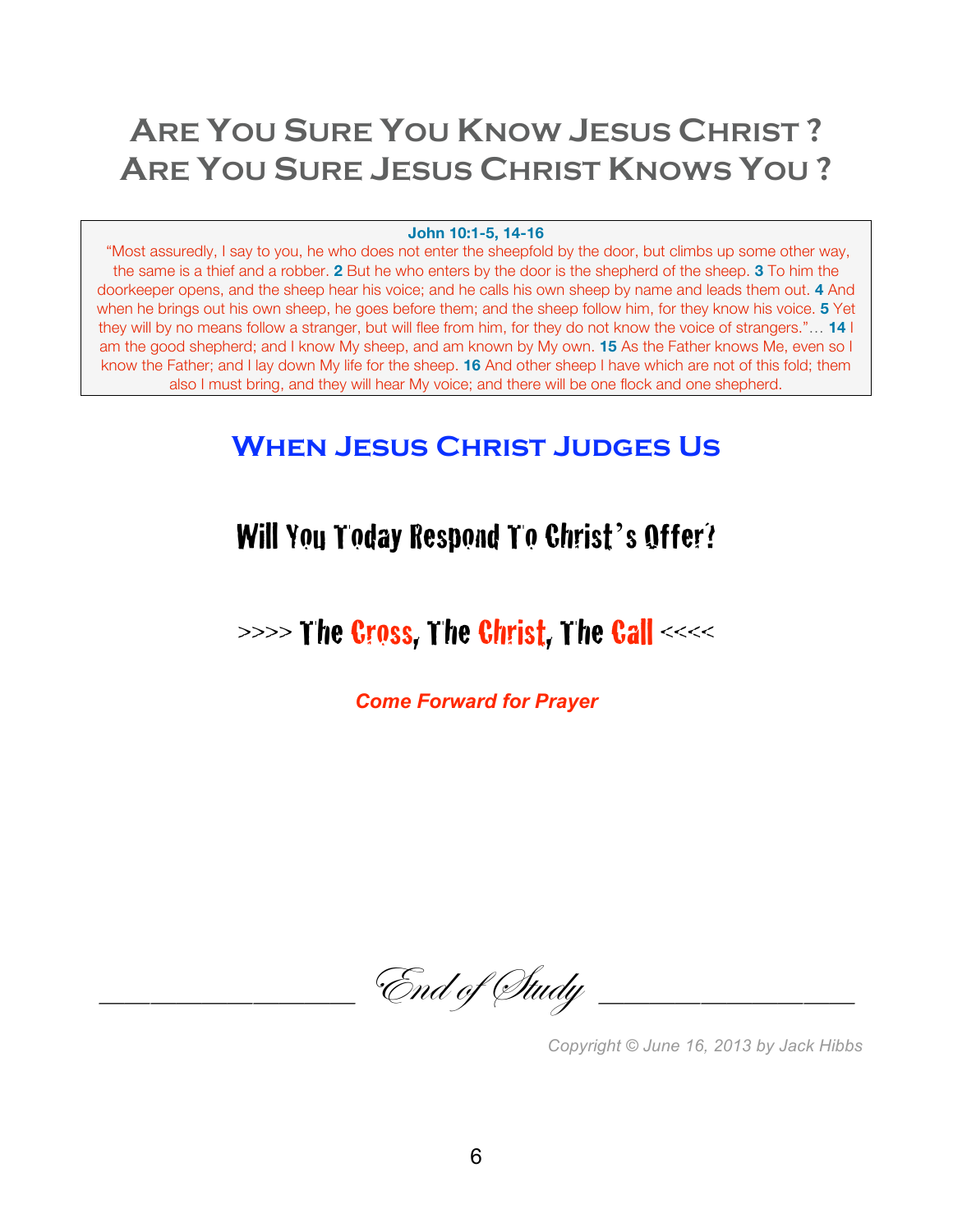# Are You Sure You Know Jesus Christ ?
# Are You Sure Jesus Christ Knows You ?

> **John 10:1-5, 14-16**
>
> "Most assuredly, I say to you, he who does not enter the sheepfold by the door, but climbs up some other way, the same is a thief and a robber. **2** But he who enters by the door is the shepherd of the sheep. **3** To him the doorkeeper opens, and the sheep hear his voice; and he calls his own sheep by name and leads them out. **4** And when he brings out his own sheep, he goes before them; and the sheep follow him, for they know his voice. **5** Yet they will by no means follow a stranger, but will flee from him, for they do not know the voice of strangers."… **14** I am the good shepherd; and I know My sheep, and am known by My own. **15** As the Father knows Me, even so I know the Father; and I lay down My life for the sheep. **16** And other sheep I have which are not of this fold; them also I must bring, and they will hear My voice; and there will be one flock and one shepherd.

## When Jesus Christ Judges Us

### Will You Today Respond To Christ's Offer?

### >>>> The Cross, The Christ, The Call <<<<

***Come Forward for Prayer***

_______________ *End of Study* _______________

*Copyright © June 16, 2013 by Jack Hibbs*